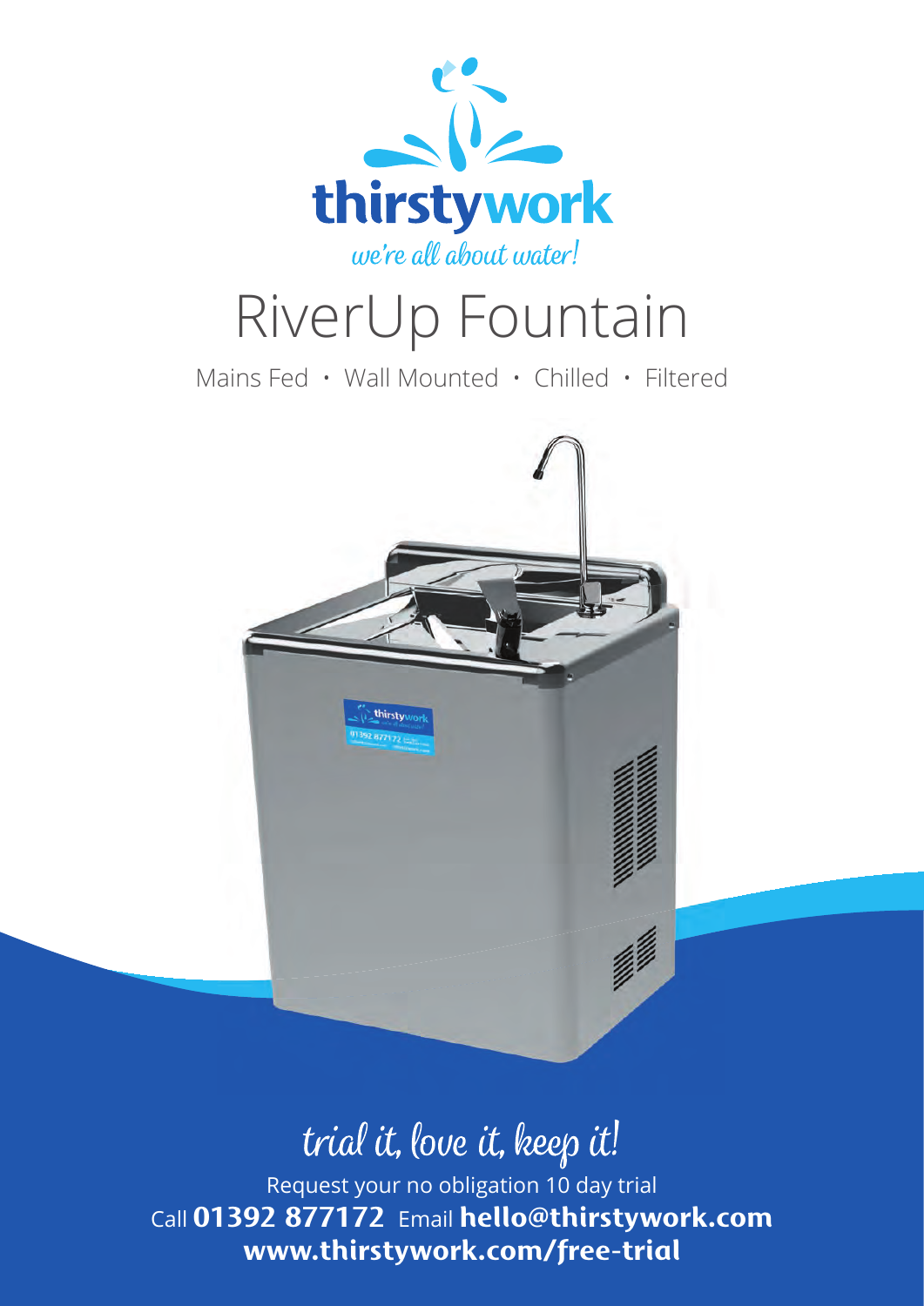thirstywork

*we're all about water!*

# RiverUp Fountain

Mains Fed • Wall Mounted • Chilled • Filtered

## *trial it, love it, keep it!*

Request your no obligation 10 day trial

Call **01392 877172** Email **hello@thirstywork.com**

**www.thirstywork.com/free-trial**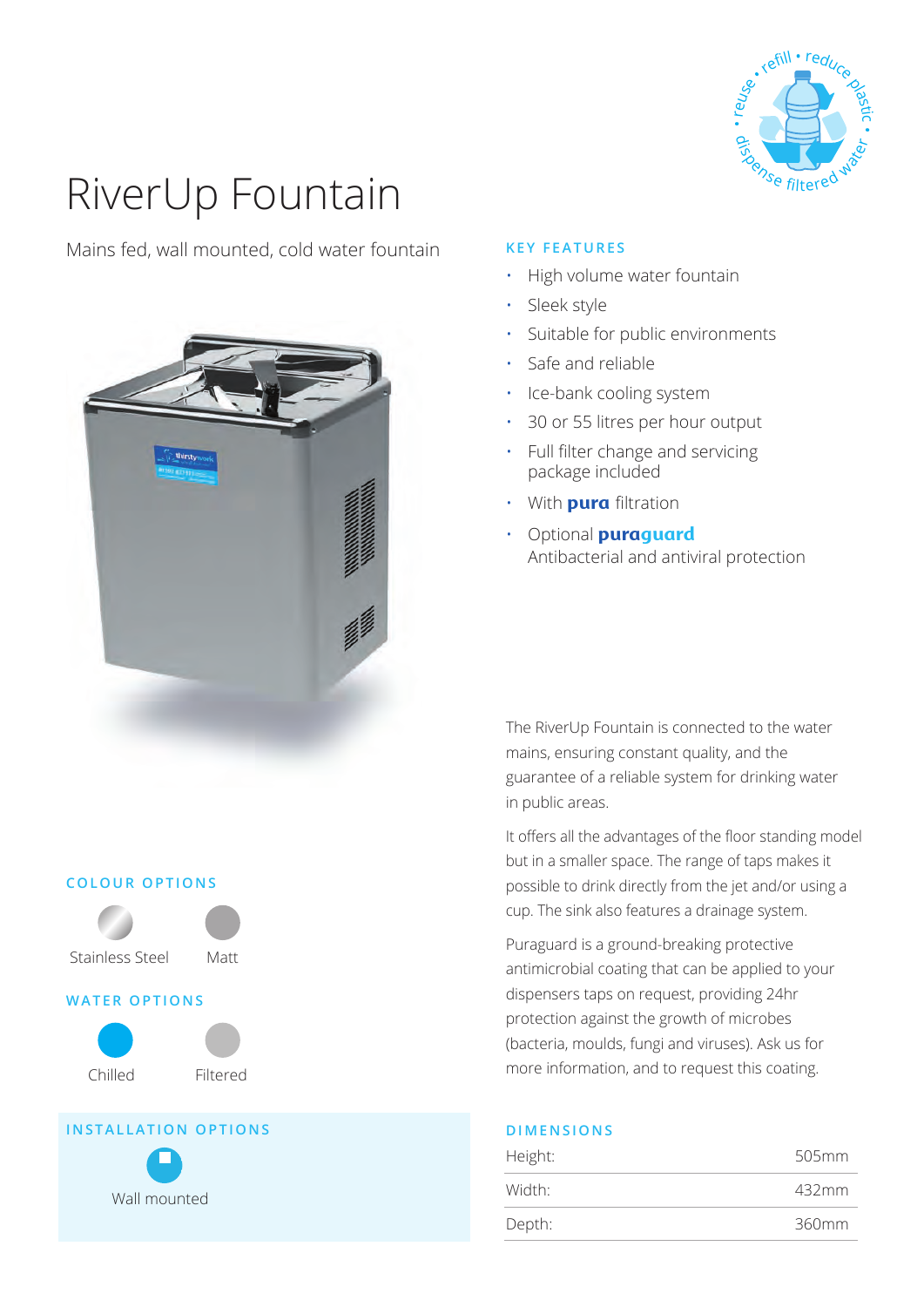# RiverUp Fountain

Mains fed, wall mounted, cold water fountain

## KEY FEATURES

- High volume water fountain
- Sleek style
- Suitable for public environments
- Safe and reliable
- Ice-bank cooling system
- 30 or 55 litres per hour output
- Full filter change and servicing package included
- With **pura** filtration
- Optional **puraguard** Antibacterial and antiviral protection

The RiverUp Fountain is connected to the water mains, ensuring constant quality, and the guarantee of a reliable system for drinking water in public areas.

It offers all the advantages of the floor standing model but in a smaller space. The range of taps makes it possible to drink directly from the jet and/or using a cup. The sink also features a drainage system.

Puraguard is a ground-breaking protective antimicrobial coating that can be applied to your dispensers taps on request, providing 24hr protection against the growth of microbes (bacteria, moulds, fungi and viruses). Ask us for more information, and to request this coating.

## COLOUR OPTIONS

- Stainless Steel
- Matt

## WATER OPTIONS

- Chilled
- Filtered

## INSTALLATION OPTIONS

- Wall mounted

## DIMENSIONS

| | |
|---|---|
| Height: | 505mm |
| Width: | 432mm |
| Depth: | 360mm |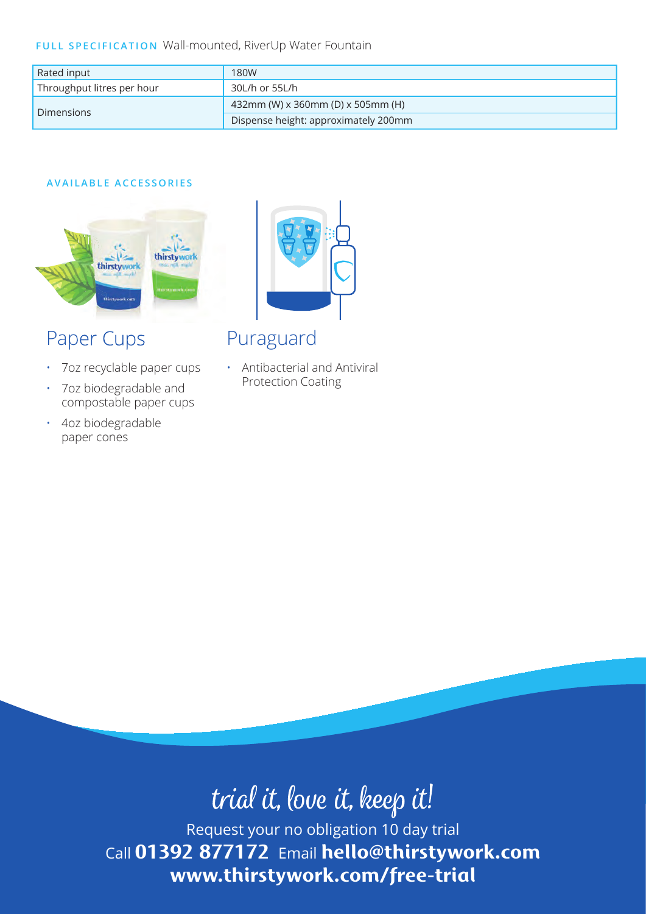**FULL SPECIFICATION** Wall-mounted, RiverUp Water Fountain

| | |
|---|---|
| Rated input | 180W |
| Throughput litres per hour | 30L/h or 55L/h |
| Dimensions | 432mm (W) x 360mm (D) x 505mm (H) |
| | Dispense height: approximately 200mm |

**AVAILABLE ACCESSORIES**

## Paper Cups

- 7oz recyclable paper cups
- 7oz biodegradable and compostable paper cups
- 4oz biodegradable paper cones

## Puraguard

- Antibacterial and Antiviral Protection Coating

*trial it, love it, keep it!*

Request your no obligation 10 day trial

Call **01392 877172** Email **hello@thirstywork.com**

**www.thirstywork.com/free-trial**